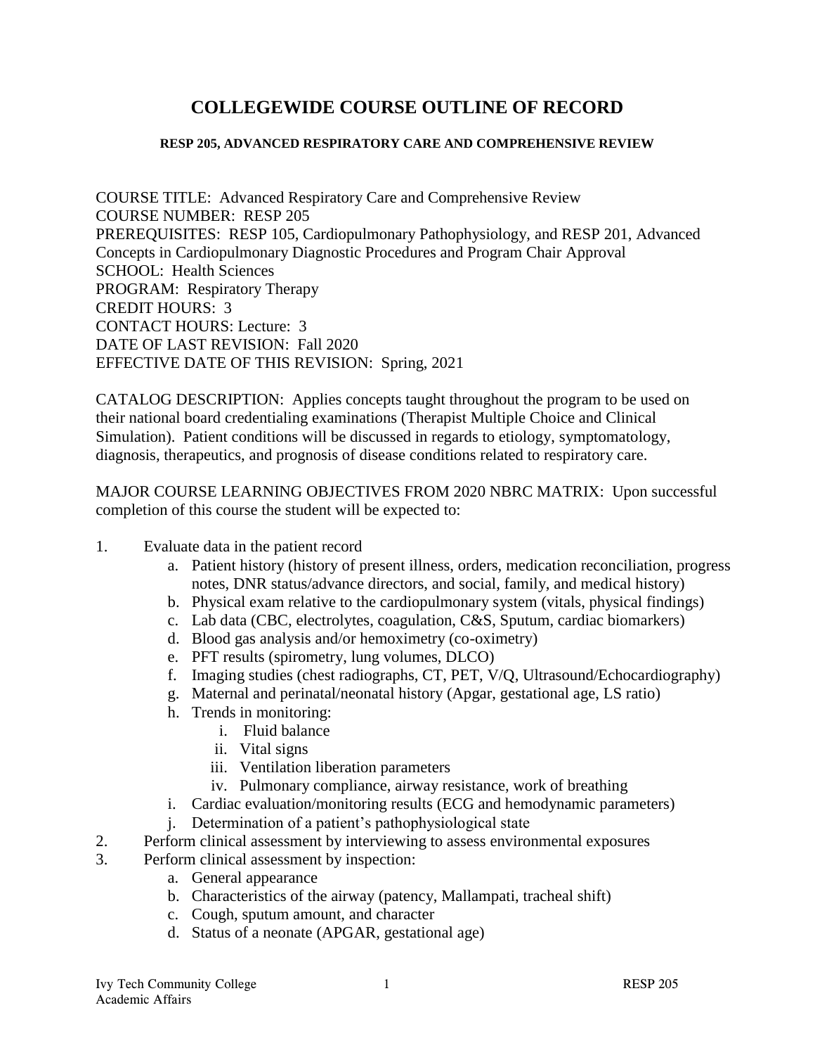# COLLEGEWIDE COURSE OUTLINE OF RECORD

### RESP 205, ADVANCED RESPIRATORY CARE AND COMPREHENSIVE REVIEW

COURSE TITLE: Advanced Respiratory Care and Comprehensive Review
COURSE NUMBER: RESP 205
PREREQUISITES: RESP 105, Cardiopulmonary Pathophysiology, and RESP 201, Advanced Concepts in Cardiopulmonary Diagnostic Procedures and Program Chair Approval
SCHOOL: Health Sciences
PROGRAM: Respiratory Therapy
CREDIT HOURS: 3
CONTACT HOURS: Lecture: 3
DATE OF LAST REVISION: Fall 2020
EFFECTIVE DATE OF THIS REVISION: Spring, 2021

CATALOG DESCRIPTION: Applies concepts taught throughout the program to be used on their national board credentialing examinations (Therapist Multiple Choice and Clinical Simulation). Patient conditions will be discussed in regards to etiology, symptomatology, diagnosis, therapeutics, and prognosis of disease conditions related to respiratory care.

MAJOR COURSE LEARNING OBJECTIVES FROM 2020 NBRC MATRIX: Upon successful completion of this course the student will be expected to:

1. Evaluate data in the patient record
   a. Patient history (history of present illness, orders, medication reconciliation, progress notes, DNR status/advance directors, and social, family, and medical history)
   b. Physical exam relative to the cardiopulmonary system (vitals, physical findings)
   c. Lab data (CBC, electrolytes, coagulation, C&S, Sputum, cardiac biomarkers)
   d. Blood gas analysis and/or hemoximetry (co-oximetry)
   e. PFT results (spirometry, lung volumes, DLCO)
   f. Imaging studies (chest radiographs, CT, PET, V/Q, Ultrasound/Echocardiography)
   g. Maternal and perinatal/neonatal history (Apgar, gestational age, LS ratio)
   h. Trends in monitoring:
      i. Fluid balance
      ii. Vital signs
      iii. Ventilation liberation parameters
      iv. Pulmonary compliance, airway resistance, work of breathing
   i. Cardiac evaluation/monitoring results (ECG and hemodynamic parameters)
   j. Determination of a patient's pathophysiological state
2. Perform clinical assessment by interviewing to assess environmental exposures
3. Perform clinical assessment by inspection:
   a. General appearance
   b. Characteristics of the airway (patency, Mallampati, tracheal shift)
   c. Cough, sputum amount, and character
   d. Status of a neonate (APGAR, gestational age)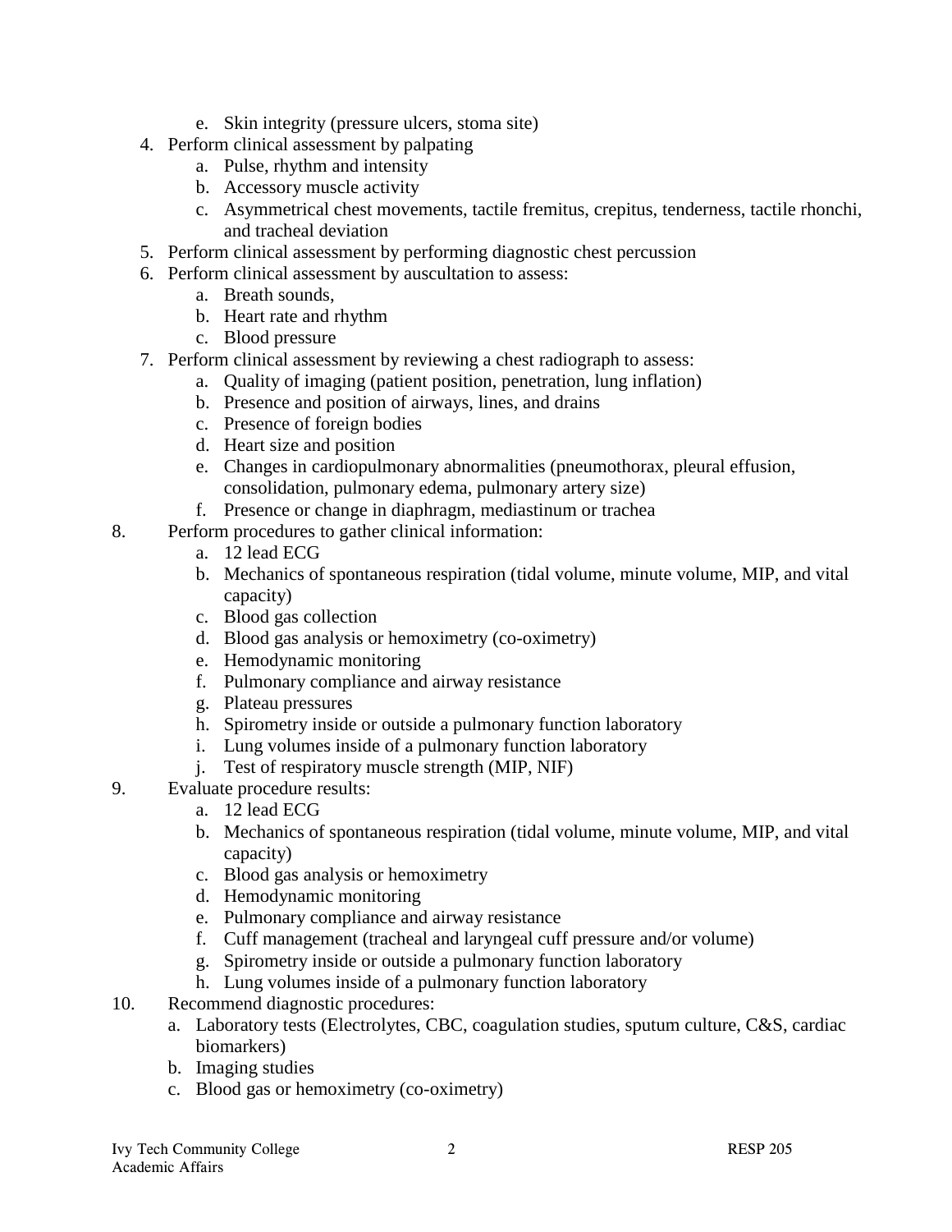e. Skin integrity (pressure ulcers, stoma site)
4. Perform clinical assessment by palpating
   a. Pulse, rhythm and intensity
   b. Accessory muscle activity
   c. Asymmetrical chest movements, tactile fremitus, crepitus, tenderness, tactile rhonchi, and tracheal deviation
5. Perform clinical assessment by performing diagnostic chest percussion
6. Perform clinical assessment by auscultation to assess:
   a. Breath sounds,
   b. Heart rate and rhythm
   c. Blood pressure
7. Perform clinical assessment by reviewing a chest radiograph to assess:
   a. Quality of imaging (patient position, penetration, lung inflation)
   b. Presence and position of airways, lines, and drains
   c. Presence of foreign bodies
   d. Heart size and position
   e. Changes in cardiopulmonary abnormalities (pneumothorax, pleural effusion, consolidation, pulmonary edema, pulmonary artery size)
   f. Presence or change in diaphragm, mediastinum or trachea
8. Perform procedures to gather clinical information:
   a. 12 lead ECG
   b. Mechanics of spontaneous respiration (tidal volume, minute volume, MIP, and vital capacity)
   c. Blood gas collection
   d. Blood gas analysis or hemoximetry (co-oximetry)
   e. Hemodynamic monitoring
   f. Pulmonary compliance and airway resistance
   g. Plateau pressures
   h. Spirometry inside or outside a pulmonary function laboratory
   i. Lung volumes inside of a pulmonary function laboratory
   j. Test of respiratory muscle strength (MIP, NIF)
9. Evaluate procedure results:
   a. 12 lead ECG
   b. Mechanics of spontaneous respiration (tidal volume, minute volume, MIP, and vital capacity)
   c. Blood gas analysis or hemoximetry
   d. Hemodynamic monitoring
   e. Pulmonary compliance and airway resistance
   f. Cuff management (tracheal and laryngeal cuff pressure and/or volume)
   g. Spirometry inside or outside a pulmonary function laboratory
   h. Lung volumes inside of a pulmonary function laboratory
10. Recommend diagnostic procedures:
    a. Laboratory tests (Electrolytes, CBC, coagulation studies, sputum culture, C&S, cardiac biomarkers)
    b. Imaging studies
    c. Blood gas or hemoximetry (co-oximetry)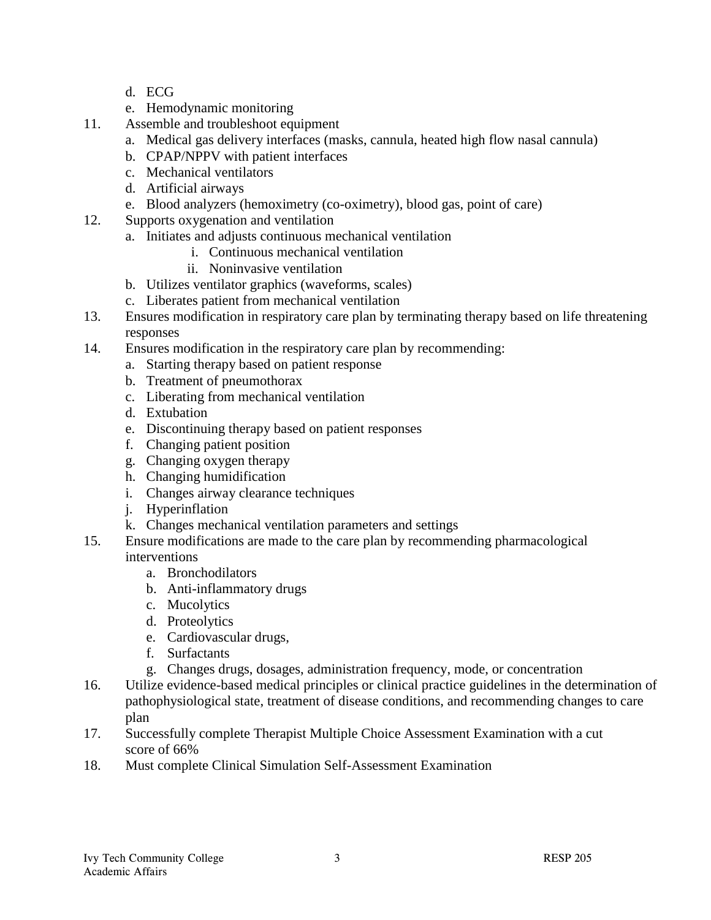d. ECG
   e. Hemodynamic monitoring

11. Assemble and troubleshoot equipment
    a. Medical gas delivery interfaces (masks, cannula, heated high flow nasal cannula)
    b. CPAP/NPPV with patient interfaces
    c. Mechanical ventilators
    d. Artificial airways
    e. Blood analyzers (hemoximetry (co-oximetry), blood gas, point of care)
12. Supports oxygenation and ventilation
    a. Initiates and adjusts continuous mechanical ventilation
       i. Continuous mechanical ventilation
       ii. Noninvasive ventilation
    b. Utilizes ventilator graphics (waveforms, scales)
    c. Liberates patient from mechanical ventilation
13. Ensures modification in respiratory care plan by terminating therapy based on life threatening responses
14. Ensures modification in the respiratory care plan by recommending:
    a. Starting therapy based on patient response
    b. Treatment of pneumothorax
    c. Liberating from mechanical ventilation
    d. Extubation
    e. Discontinuing therapy based on patient responses
    f. Changing patient position
    g. Changing oxygen therapy
    h. Changing humidification
    i. Changes airway clearance techniques
    j. Hyperinflation
    k. Changes mechanical ventilation parameters and settings
15. Ensure modifications are made to the care plan by recommending pharmacological interventions
    a. Bronchodilators
    b. Anti-inflammatory drugs
    c. Mucolytics
    d. Proteolytics
    e. Cardiovascular drugs,
    f. Surfactants
    g. Changes drugs, dosages, administration frequency, mode, or concentration
16. Utilize evidence-based medical principles or clinical practice guidelines in the determination of pathophysiological state, treatment of disease conditions, and recommending changes to care plan
17. Successfully complete Therapist Multiple Choice Assessment Examination with a cut score of 66%
18. Must complete Clinical Simulation Self-Assessment Examination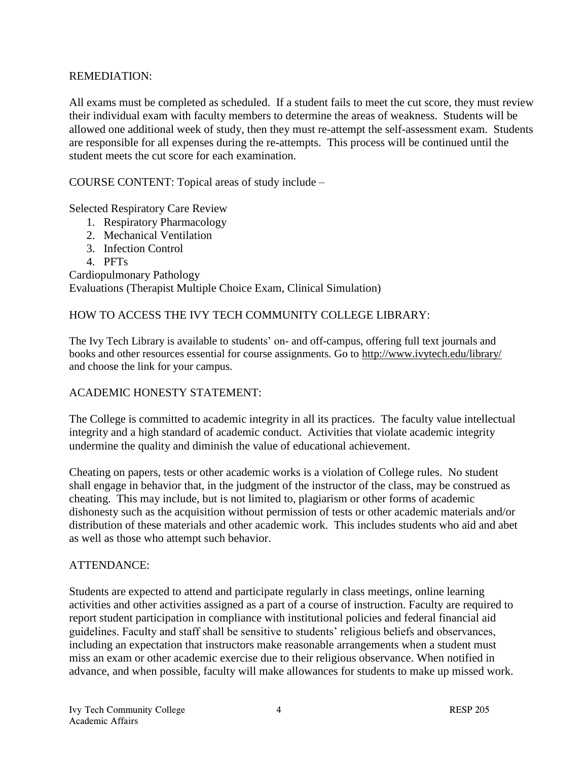## REMEDIATION:

All exams must be completed as scheduled. If a student fails to meet the cut score, they must review their individual exam with faculty members to determine the areas of weakness. Students will be allowed one additional week of study, then they must re-attempt the self-assessment exam. Students are responsible for all expenses during the re-attempts. This process will be continued until the student meets the cut score for each examination.

## COURSE CONTENT: Topical areas of study include –

Selected Respiratory Care Review

1. Respiratory Pharmacology
2. Mechanical Ventilation
3. Infection Control
4. PFTs

Cardiopulmonary Pathology

Evaluations (Therapist Multiple Choice Exam, Clinical Simulation)

## HOW TO ACCESS THE IVY TECH COMMUNITY COLLEGE LIBRARY:

The Ivy Tech Library is available to students' on- and off-campus, offering full text journals and books and other resources essential for course assignments. Go to http://www.ivytech.edu/library/ and choose the link for your campus.

## ACADEMIC HONESTY STATEMENT:

The College is committed to academic integrity in all its practices. The faculty value intellectual integrity and a high standard of academic conduct. Activities that violate academic integrity undermine the quality and diminish the value of educational achievement.

Cheating on papers, tests or other academic works is a violation of College rules. No student shall engage in behavior that, in the judgment of the instructor of the class, may be construed as cheating. This may include, but is not limited to, plagiarism or other forms of academic dishonesty such as the acquisition without permission of tests or other academic materials and/or distribution of these materials and other academic work. This includes students who aid and abet as well as those who attempt such behavior.

## ATTENDANCE:

Students are expected to attend and participate regularly in class meetings, online learning activities and other activities assigned as a part of a course of instruction. Faculty are required to report student participation in compliance with institutional policies and federal financial aid guidelines. Faculty and staff shall be sensitive to students' religious beliefs and observances, including an expectation that instructors make reasonable arrangements when a student must miss an exam or other academic exercise due to their religious observance. When notified in advance, and when possible, faculty will make allowances for students to make up missed work.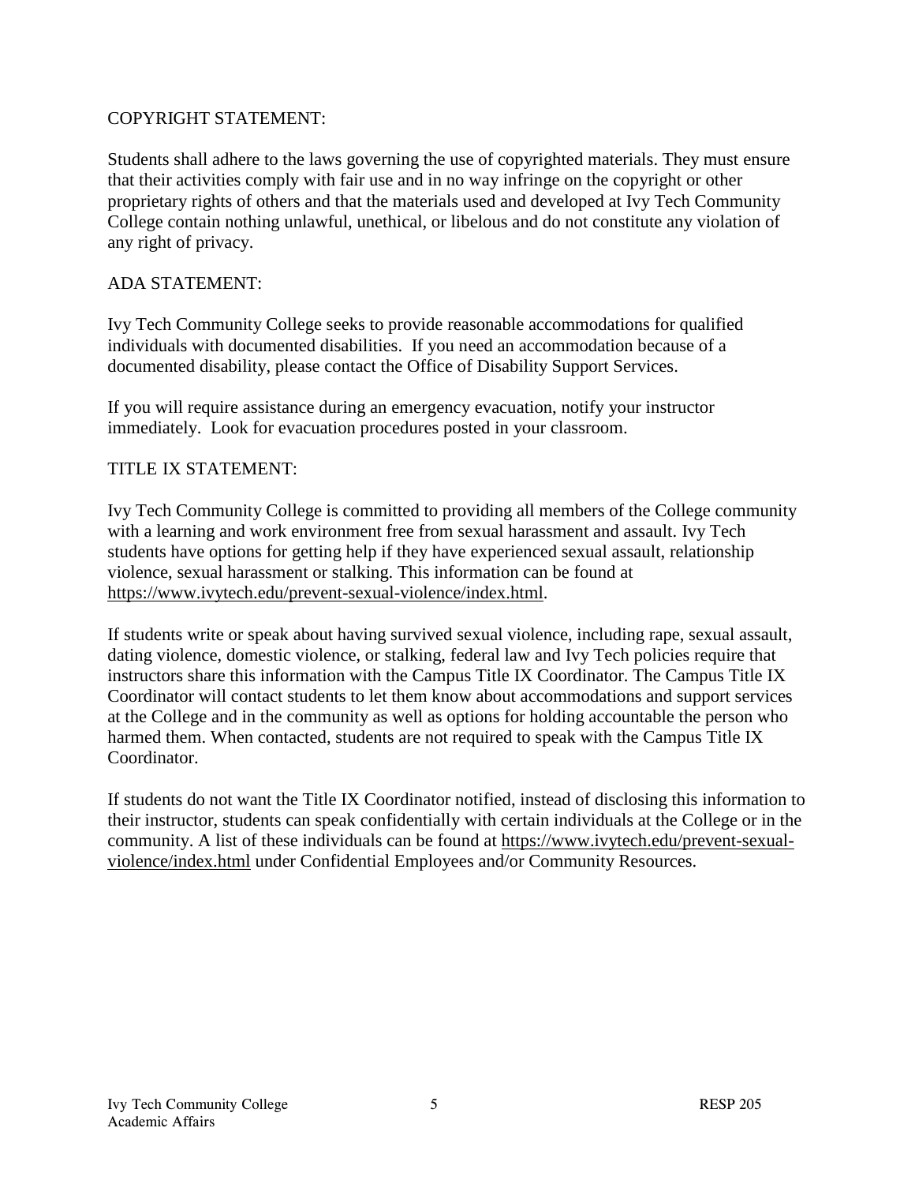## COPYRIGHT STATEMENT:

Students shall adhere to the laws governing the use of copyrighted materials. They must ensure that their activities comply with fair use and in no way infringe on the copyright or other proprietary rights of others and that the materials used and developed at Ivy Tech Community College contain nothing unlawful, unethical, or libelous and do not constitute any violation of any right of privacy.

## ADA STATEMENT:

Ivy Tech Community College seeks to provide reasonable accommodations for qualified individuals with documented disabilities. If you need an accommodation because of a documented disability, please contact the Office of Disability Support Services.

If you will require assistance during an emergency evacuation, notify your instructor immediately. Look for evacuation procedures posted in your classroom.

## TITLE IX STATEMENT:

Ivy Tech Community College is committed to providing all members of the College community with a learning and work environment free from sexual harassment and assault. Ivy Tech students have options for getting help if they have experienced sexual assault, relationship violence, sexual harassment or stalking. This information can be found at https://www.ivytech.edu/prevent-sexual-violence/index.html.

If students write or speak about having survived sexual violence, including rape, sexual assault, dating violence, domestic violence, or stalking, federal law and Ivy Tech policies require that instructors share this information with the Campus Title IX Coordinator. The Campus Title IX Coordinator will contact students to let them know about accommodations and support services at the College and in the community as well as options for holding accountable the person who harmed them. When contacted, students are not required to speak with the Campus Title IX Coordinator.

If students do not want the Title IX Coordinator notified, instead of disclosing this information to their instructor, students can speak confidentially with certain individuals at the College or in the community. A list of these individuals can be found at https://www.ivytech.edu/prevent-sexual-violence/index.html under Confidential Employees and/or Community Resources.